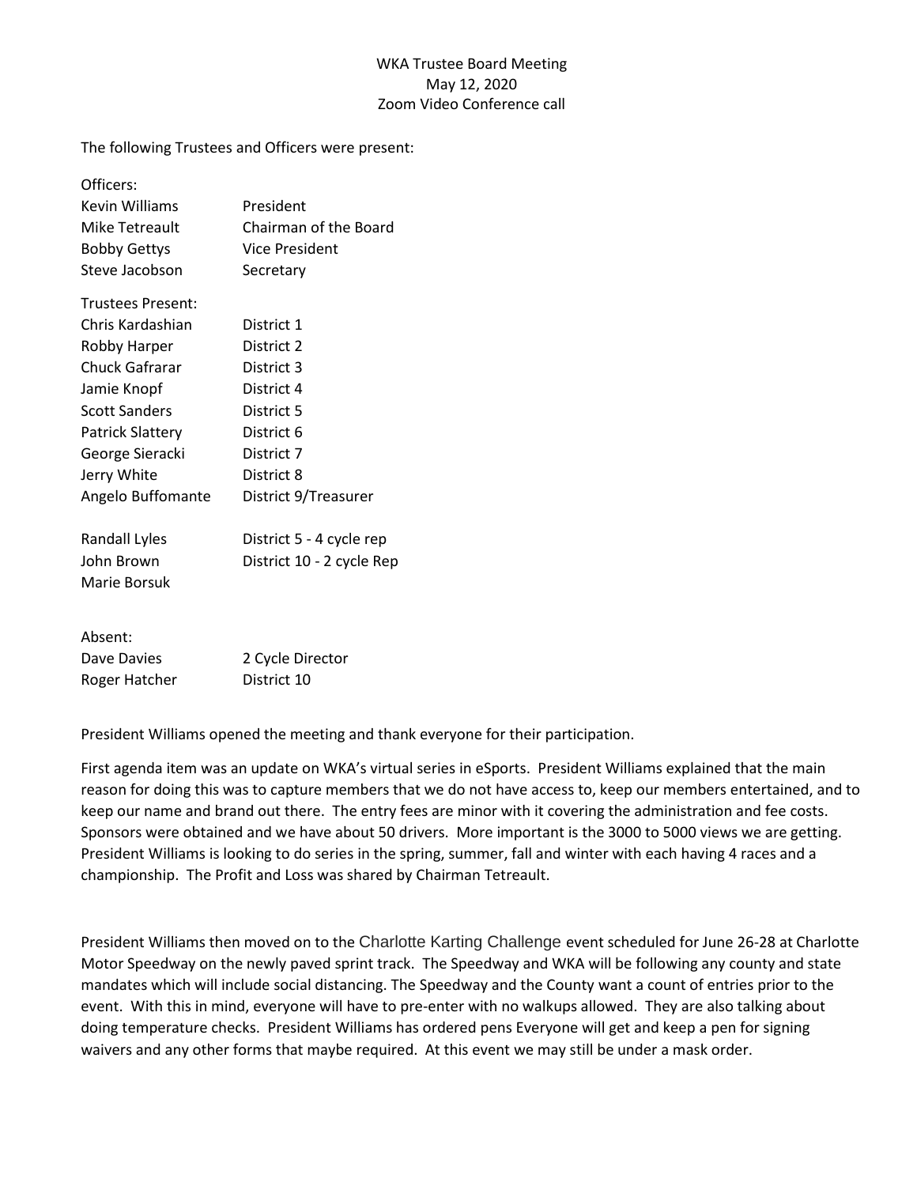WKA Trustee Board Meeting
May 12, 2020
Zoom Video Conference call

The following Trustees and Officers were present:

| Officers: | |
|---|---|
| Kevin Williams | President |
| Mike Tetreault | Chairman of the Board |
| Bobby Gettys | Vice President |
| Steve Jacobson | Secretary |
| **Trustees Present:** | |
| Chris Kardashian | District 1 |
| Robby Harper | District 2 |
| Chuck Gafrarar | District 3 |
| Jamie Knopf | District 4 |
| Scott Sanders | District 5 |
| Patrick Slattery | District 6 |
| George Sieracki | District 7 |
| Jerry White | District 8 |
| Angelo Buffomante | District 9/Treasurer |
| | |
| Randall Lyles | District 5 - 4 cycle rep |
| John Brown | District 10 - 2 cycle Rep |
| Marie Borsuk | |

| Absent: | |
|---|---|
| Dave Davies | 2 Cycle Director |
| Roger Hatcher | District 10 |

President Williams opened the meeting and thank everyone for their participation.

First agenda item was an update on WKA's virtual series in eSports. President Williams explained that the main reason for doing this was to capture members that we do not have access to, keep our members entertained, and to keep our name and brand out there. The entry fees are minor with it covering the administration and fee costs. Sponsors were obtained and we have about 50 drivers. More important is the 3000 to 5000 views we are getting. President Williams is looking to do series in the spring, summer, fall and winter with each having 4 races and a championship. The Profit and Loss was shared by Chairman Tetreault.

President Williams then moved on to the Charlotte Karting Challenge event scheduled for June 26-28 at Charlotte Motor Speedway on the newly paved sprint track. The Speedway and WKA will be following any county and state mandates which will include social distancing. The Speedway and the County want a count of entries prior to the event. With this in mind, everyone will have to pre-enter with no walkups allowed. They are also talking about doing temperature checks. President Williams has ordered pens Everyone will get and keep a pen for signing waivers and any other forms that maybe required. At this event we may still be under a mask order.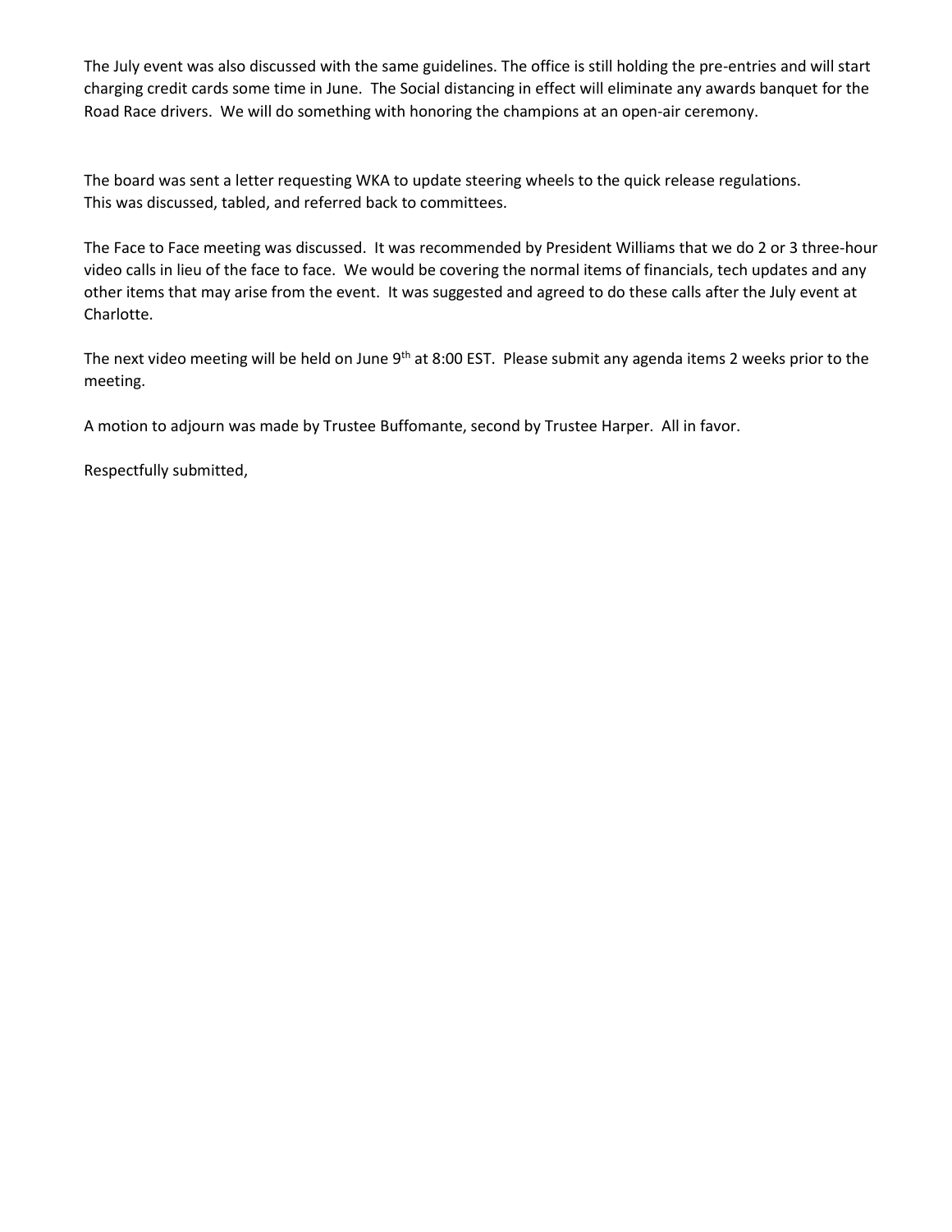The July event was also discussed with the same guidelines. The office is still holding the pre-entries and will start charging credit cards some time in June. The Social distancing in effect will eliminate any awards banquet for the Road Race drivers. We will do something with honoring the champions at an open-air ceremony.

The board was sent a letter requesting WKA to update steering wheels to the quick release regulations.
This was discussed, tabled, and referred back to committees.

The Face to Face meeting was discussed. It was recommended by President Williams that we do 2 or 3 three-hour video calls in lieu of the face to face. We would be covering the normal items of financials, tech updates and any other items that may arise from the event. It was suggested and agreed to do these calls after the July event at Charlotte.

The next video meeting will be held on June 9th at 8:00 EST. Please submit any agenda items 2 weeks prior to the meeting.

A motion to adjourn was made by Trustee Buffomante, second by Trustee Harper. All in favor.

Respectfully submitted,